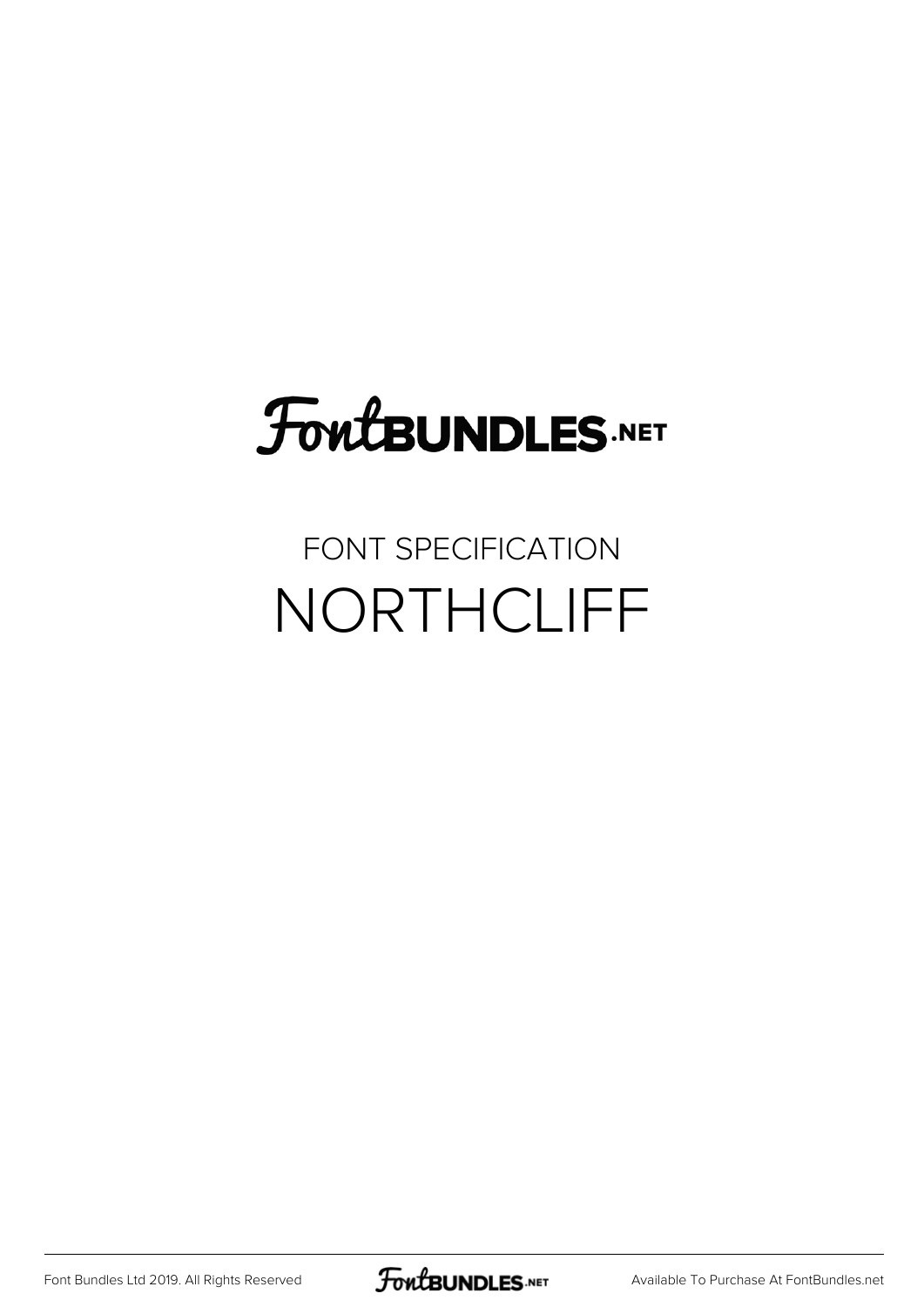FontBUNDLES.NET

FONT SPECIFICATION

# NORTHCLIFF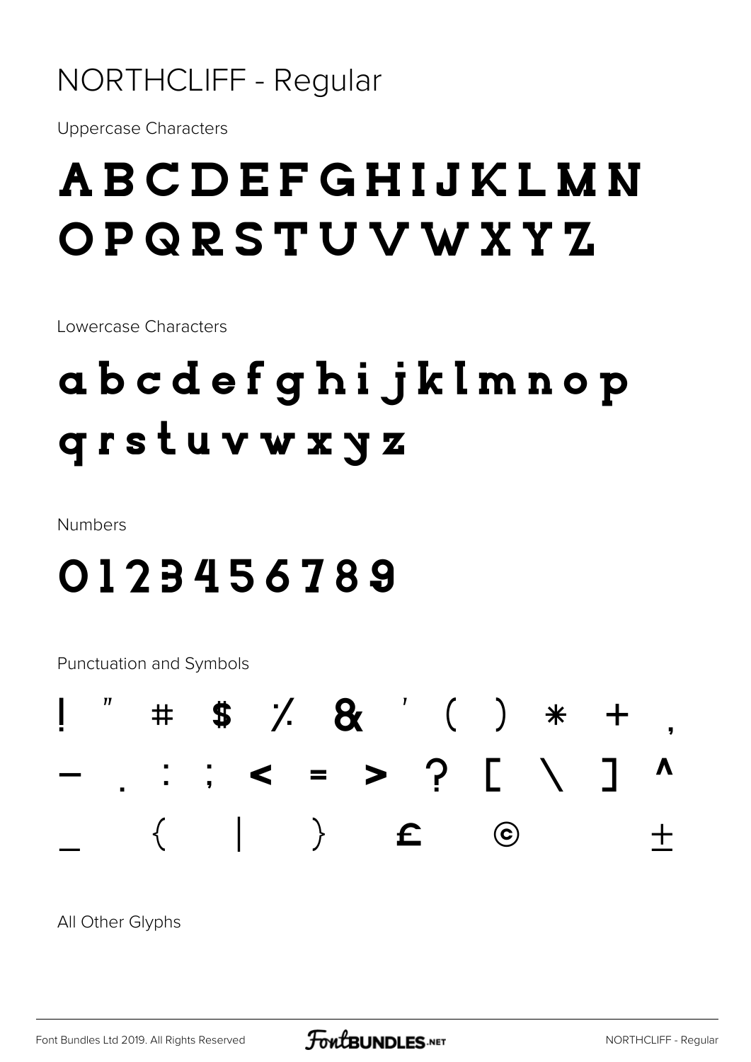# NORTHCLIFF - Regular

Uppercase Characters

A B C D E F G H I J K L M N O P Q R S T U V W X Y Z

Lowercase Characters

a b c d e f g h i j k l m n o p q r s t u v w x y z

Numbers

0 1 2 3 4 5 6 7 8 9

Punctuation and Symbols

! " # $ % & ' ( ) * + , - . : ; < = > ? [ \ ] ^ _ { | } £ © ±

All Other Glyphs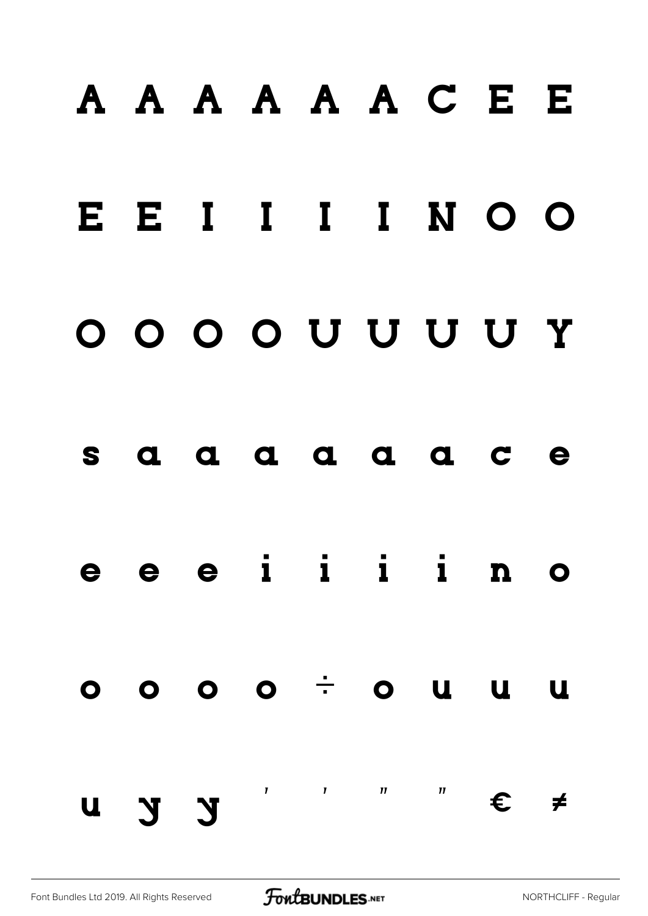A A A A A A C E E

E E I I I I N O O

O O O O U U U U Y

s a a a a a a c e

e e e i i i i n o

o o o o ÷ o u u u

u y y ' ' " " € ≠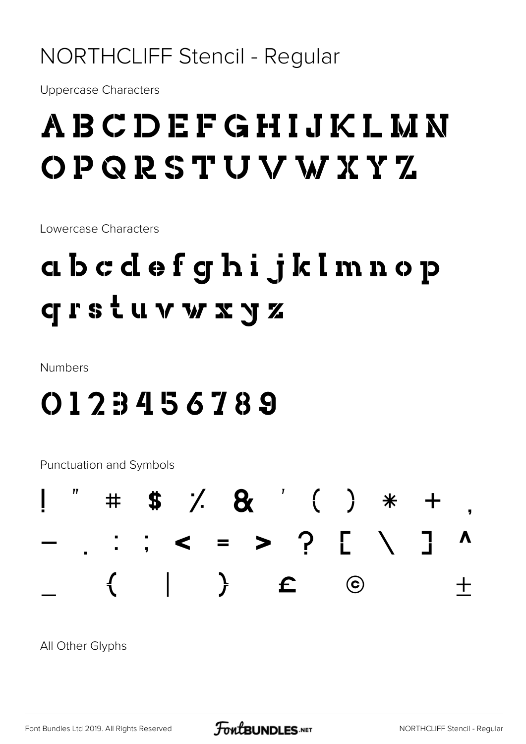# NORTHCLIFF Stencil - Regular

Uppercase Characters

A B C D E F G H I J K L M N
O P Q R S T U V W X Y Z

Lowercase Characters

a b c d e f g h i j k l m n o p
q r s t u v w x y z

Numbers

0 1 2 3 4 5 6 7 8 9

Punctuation and Symbols

! " # $ % & ' ( ) * + ,
- . : ; < = > ? [ \ ] ^
_ { | } £ © ±

All Other Glyphs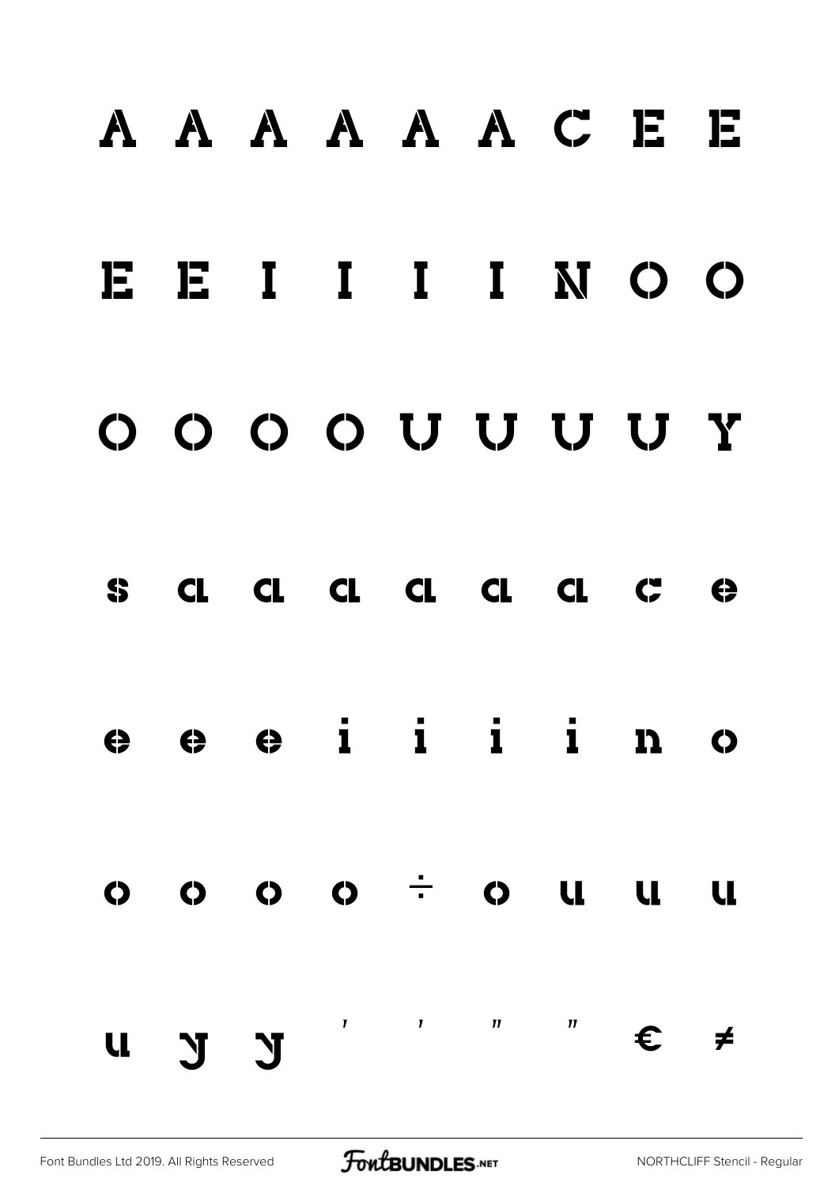A A A A A A C E E

E E I I I I N O O

O O O O U U U U Y

s a a a a a a c e

e e e i i i i n o

o o o o ÷ o u u u

u y y ' ' " " € ≠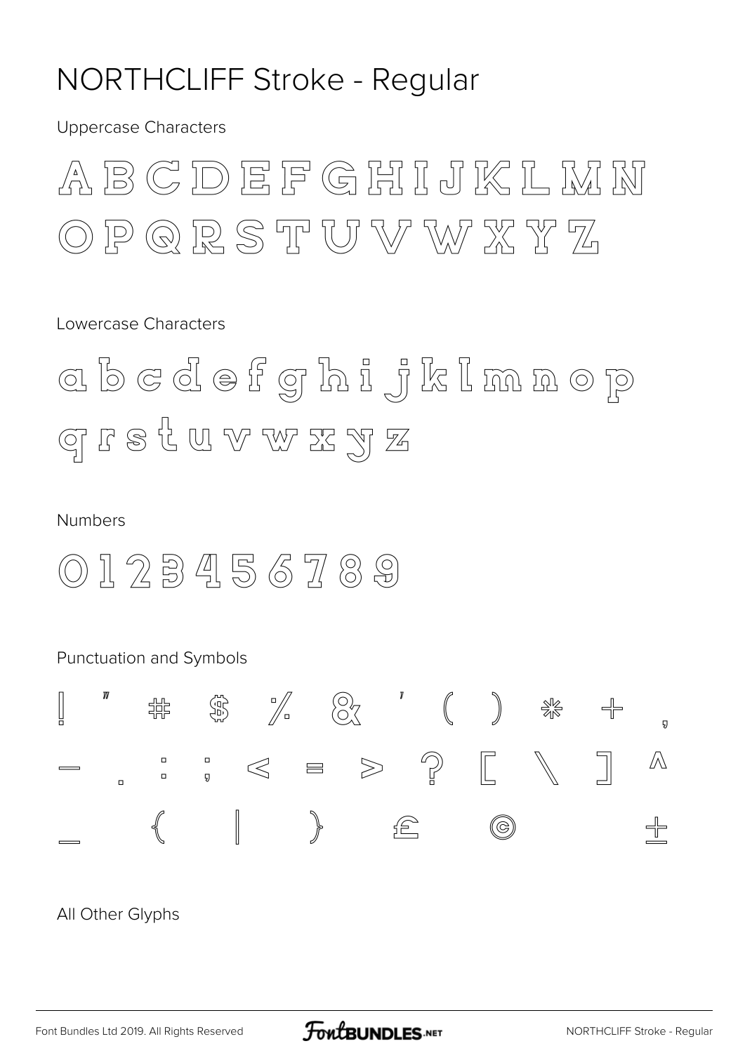# NORTHCLIFF Stroke - Regular

Uppercase Characters

A B C D E F G H I J K L M N
O P Q R S T U V W X Y Z

Lowercase Characters

a b c d e f g h i j k l m n o p
q r s t u v w x y z

Numbers

0 1 2 3 4 5 6 7 8 9

Punctuation and Symbols

! " # $ % & ' ( ) * + ,
- . : ; < = > ? [ \ ] ^
_ { | } £ © ±

All Other Glyphs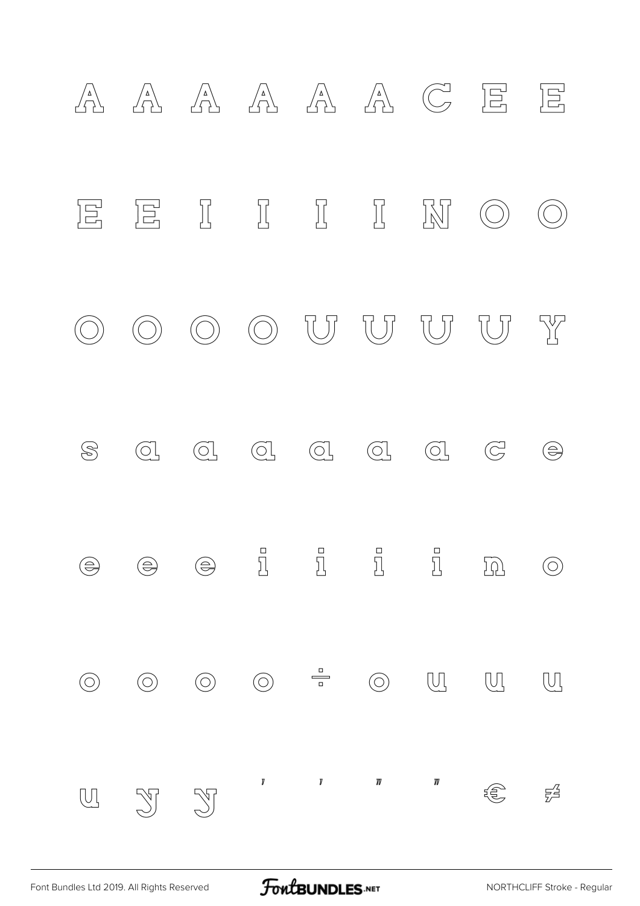A A A A A A C E E

E E I I I I N O O

O O O O U U U U Y

s a a a a a a c e

e e e i i i i n o

o o o o ÷ o u u u

u y y ' ' " " € ≠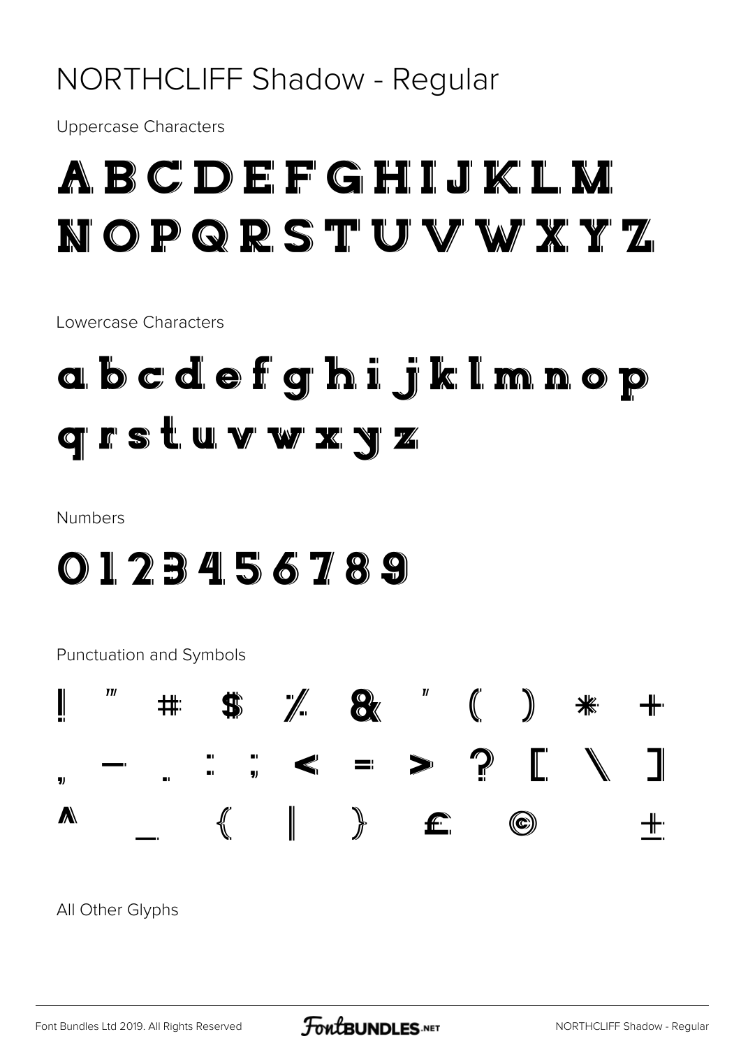# NORTHCLIFF Shadow - Regular

Uppercase Characters

A B C D E F G H I J K L M
N O P Q R S T U V W X Y Z

Lowercase Characters

a b c d e f g h i j k l m n o p
q r s t u v w x y z

Numbers

0 1 2 3 4 5 6 7 8 9

Punctuation and Symbols

! " # $ % & ' ( ) * +
, - . : ; < = > ? [ \ ]
^ _ { | } £ © ±

All Other Glyphs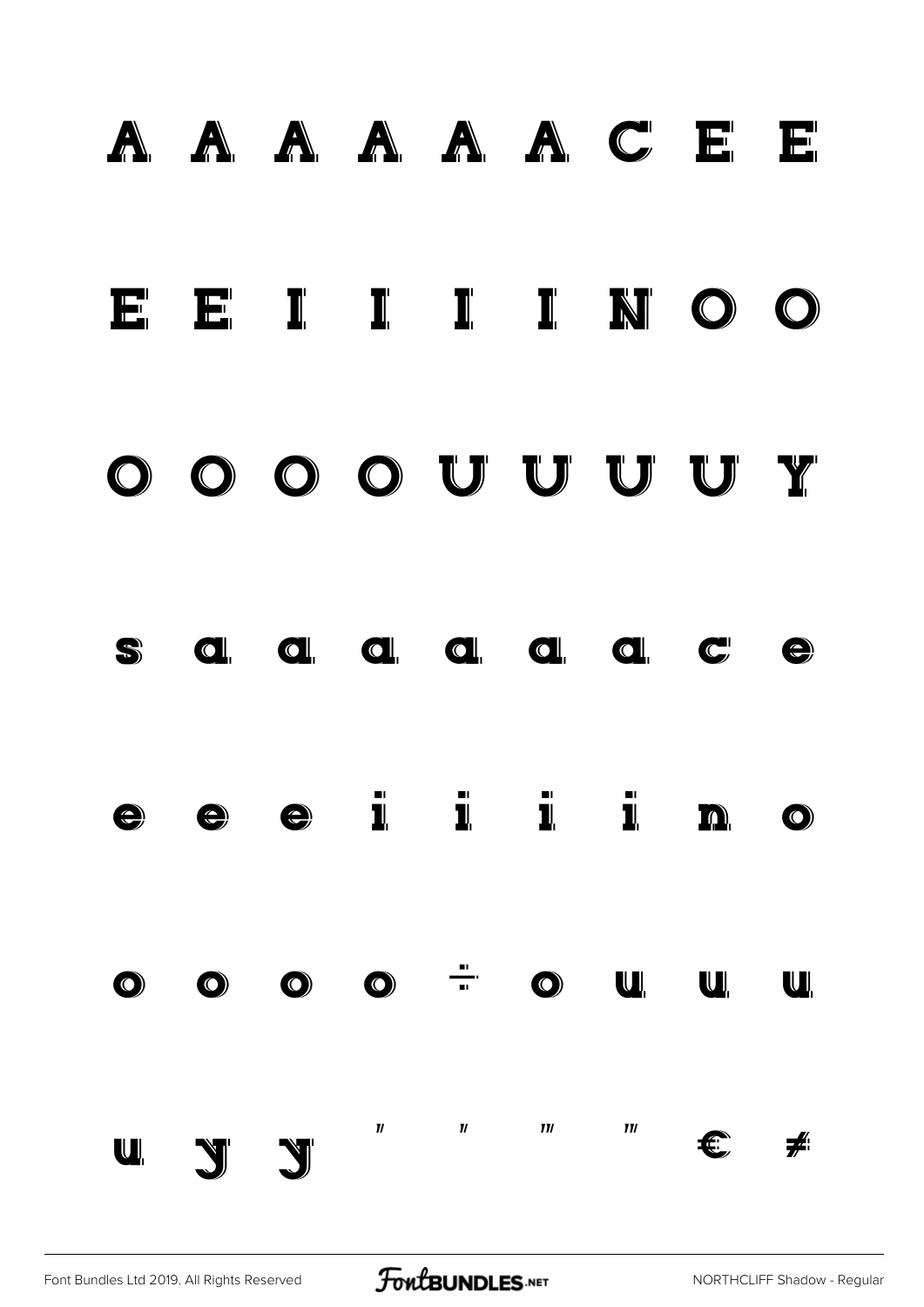A A A A A A C E E

E E I I I I N O O

O O O O U U U U Y

s a a a a a a c e

e e e i i i i n o

o o o o ÷ o u u u

u y y " " " " € ≠